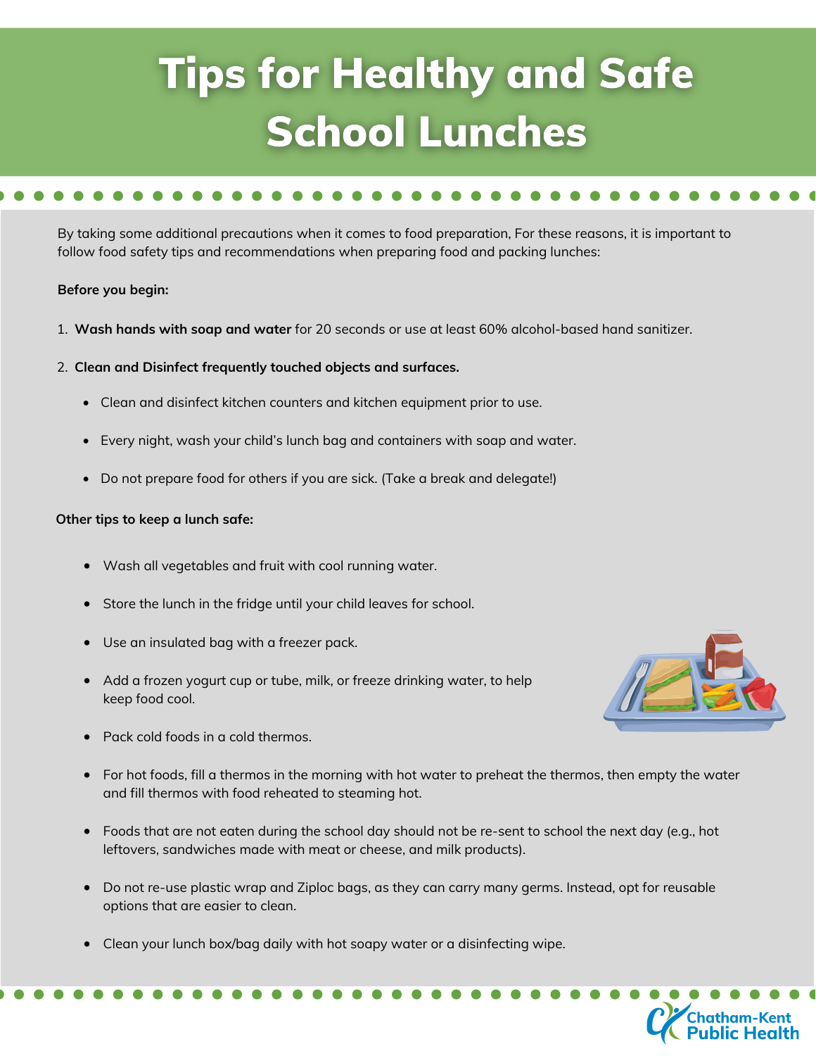# Tips for Healthy and Safe School Lunches

By taking some additional precautions when it comes to food preparation, For these reasons, it is important to follow food safety tips and recommendations when preparing food and packing lunches:

**Before you begin:**

1. **Wash hands with soap and water** for 20 seconds or use at least 60% alcohol-based hand sanitizer.
2. **Clean and Disinfect frequently touched objects and surfaces.**
   - Clean and disinfect kitchen counters and kitchen equipment prior to use.
   - Every night, wash your child's lunch bag and containers with soap and water.
   - Do not prepare food for others if you are sick. (Take a break and delegate!)

**Other tips to keep a lunch safe:**

- Wash all vegetables and fruit with cool running water.
- Store the lunch in the fridge until your child leaves for school.
- Use an insulated bag with a freezer pack.
- Add a frozen yogurt cup or tube, milk, or freeze drinking water, to help keep food cool.
- Pack cold foods in a cold thermos.
- For hot foods, fill a thermos in the morning with hot water to preheat the thermos, then empty the water and fill thermos with food reheated to steaming hot.
- Foods that are not eaten during the school day should not be re-sent to school the next day (e.g., hot leftovers, sandwiches made with meat or cheese, and milk products).
- Do not re-use plastic wrap and Ziploc bags, as they can carry many germs. Instead, opt for reusable options that are easier to clean.
- Clean your lunch box/bag daily with hot soapy water or a disinfecting wipe.

Chatham-Kent Public Health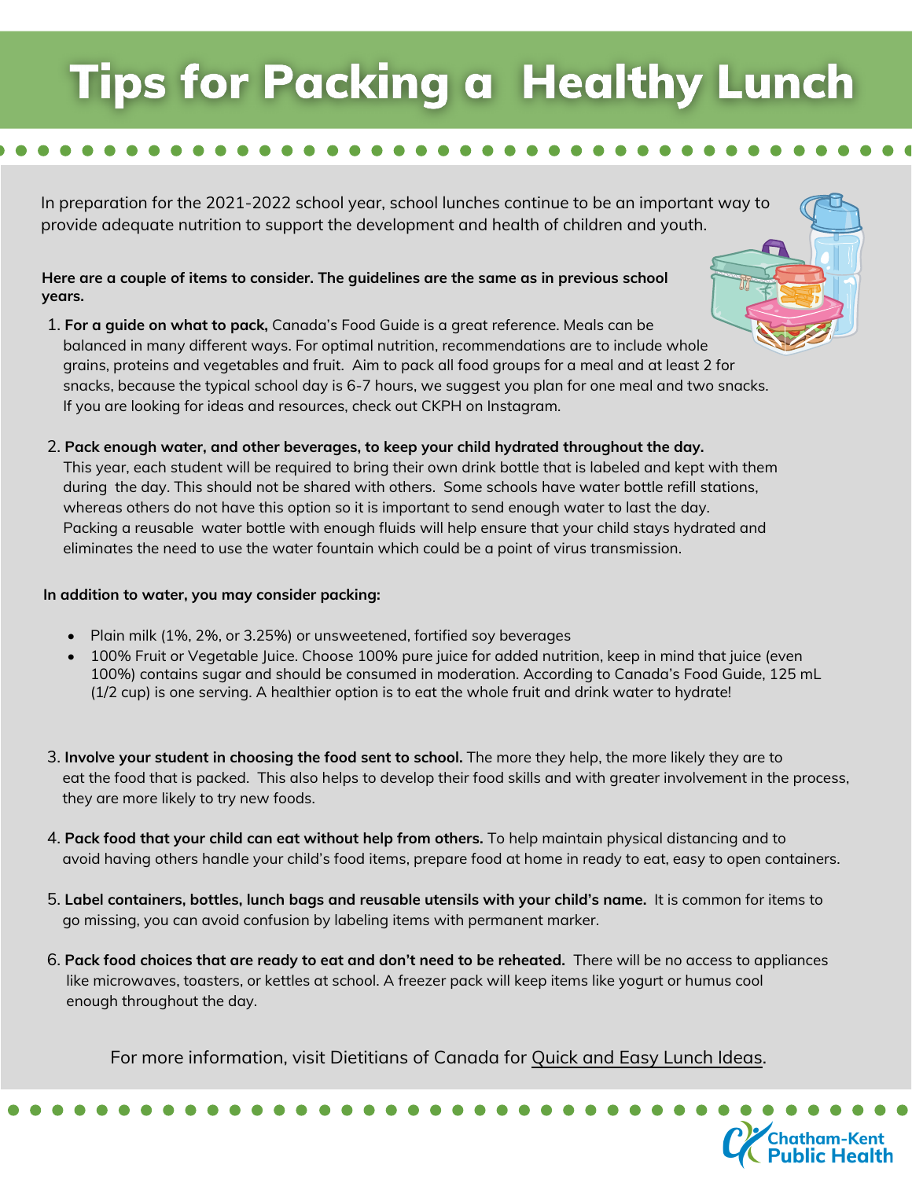# Tips for Packing a Healthy Lunch

In preparation for the 2021-2022 school year, school lunches continue to be an important way to provide adequate nutrition to support the development and health of children and youth.

**Here are a couple of items to consider. The guidelines are the same as in previous school years.**

1. **For a guide on what to pack,** Canada's Food Guide is a great reference. Meals can be balanced in many different ways. For optimal nutrition, recommendations are to include whole grains, proteins and vegetables and fruit. Aim to pack all food groups for a meal and at least 2 for snacks, because the typical school day is 6-7 hours, we suggest you plan for one meal and two snacks. If you are looking for ideas and resources, check out CKPH on Instagram.

2. **Pack enough water, and other beverages, to keep your child hydrated throughout the day.** This year, each student will be required to bring their own drink bottle that is labeled and kept with them during the day. This should not be shared with others. Some schools have water bottle refill stations, whereas others do not have this option so it is important to send enough water to last the day. Packing a reusable water bottle with enough fluids will help ensure that your child stays hydrated and eliminates the need to use the water fountain which could be a point of virus transmission.

**In addition to water, you may consider packing:**

- Plain milk (1%, 2%, or 3.25%) or unsweetened, fortified soy beverages
- 100% Fruit or Vegetable Juice. Choose 100% pure juice for added nutrition, keep in mind that juice (even 100%) contains sugar and should be consumed in moderation. According to Canada's Food Guide, 125 mL (1/2 cup) is one serving. A healthier option is to eat the whole fruit and drink water to hydrate!

3. **Involve your student in choosing the food sent to school.** The more they help, the more likely they are to eat the food that is packed. This also helps to develop their food skills and with greater involvement in the process, they are more likely to try new foods.

4. **Pack food that your child can eat without help from others.** To help maintain physical distancing and to avoid having others handle your child's food items, prepare food at home in ready to eat, easy to open containers.

5. **Label containers, bottles, lunch bags and reusable utensils with your child's name.** It is common for items to go missing, you can avoid confusion by labeling items with permanent marker.

6. **Pack food choices that are ready to eat and don't need to be reheated.** There will be no access to appliances like microwaves, toasters, or kettles at school. A freezer pack will keep items like yogurt or humus cool enough throughout the day.

For more information, visit Dietitians of Canada for Quick and Easy Lunch Ideas.

Chatham-Kent Public Health